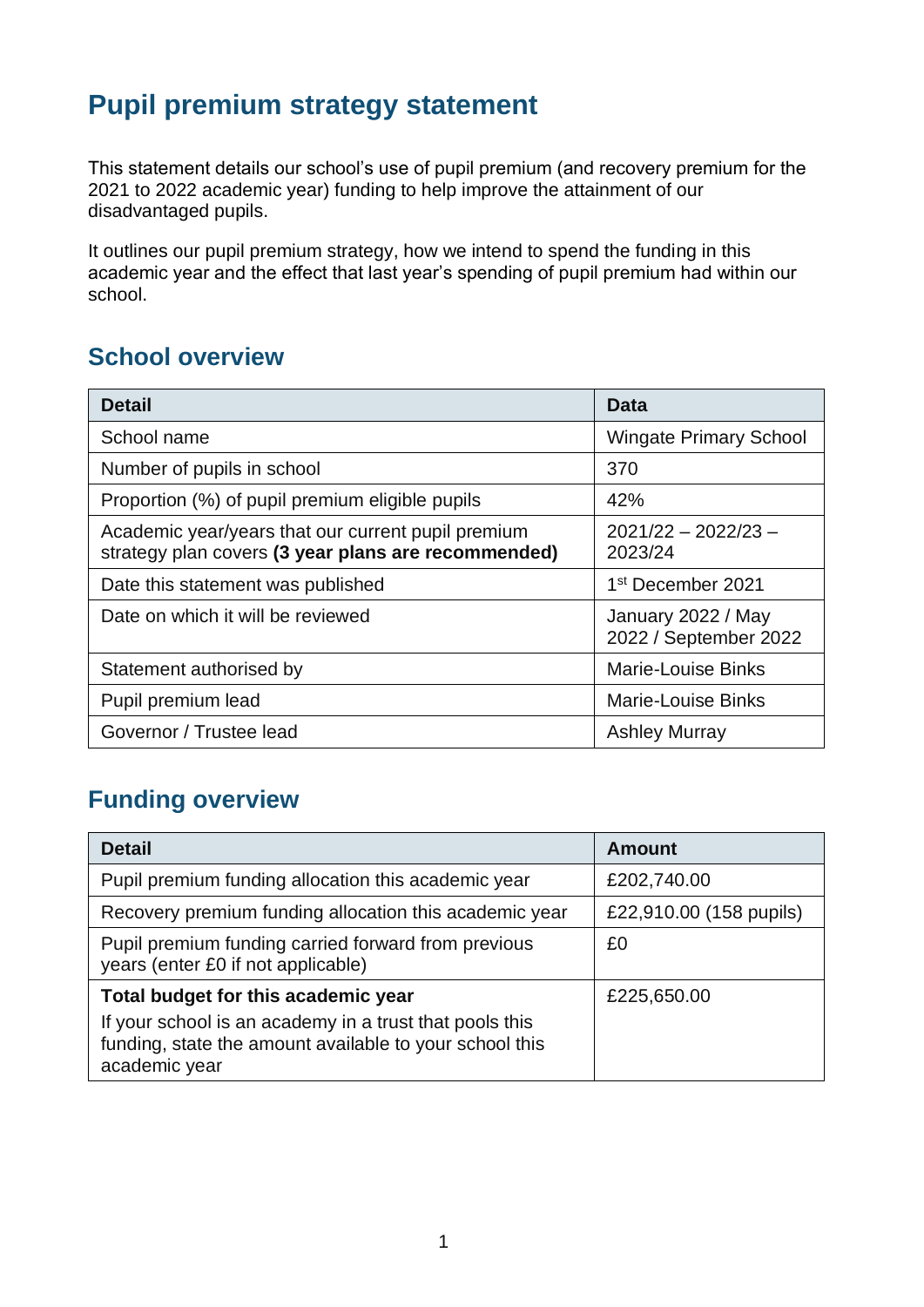# Pupil premium strategy statement

This statement details our school's use of pupil premium (and recovery premium for the 2021 to 2022 academic year) funding to help improve the attainment of our disadvantaged pupils.

It outlines our pupil premium strategy, how we intend to spend the funding in this academic year and the effect that last year's spending of pupil premium had within our school.

## School overview

| Detail | Data |
|---|---|
| School name | Wingate Primary School |
| Number of pupils in school | 370 |
| Proportion (%) of pupil premium eligible pupils | 42% |
| Academic year/years that our current pupil premium strategy plan covers **(3 year plans are recommended)** | 2021/22 – 2022/23 – 2023/24 |
| Date this statement was published | 1st December 2021 |
| Date on which it will be reviewed | January 2022 / May 2022 / September 2022 |
| Statement authorised by | Marie-Louise Binks |
| Pupil premium lead | Marie-Louise Binks |
| Governor / Trustee lead | Ashley Murray |

## Funding overview

| Detail | Amount |
|---|---|
| Pupil premium funding allocation this academic year | £202,740.00 |
| Recovery premium funding allocation this academic year | £22,910.00 (158 pupils) |
| Pupil premium funding carried forward from previous years (enter £0 if not applicable) | £0 |
| **Total budget for this academic year**<br>If your school is an academy in a trust that pools this funding, state the amount available to your school this academic year | £225,650.00 |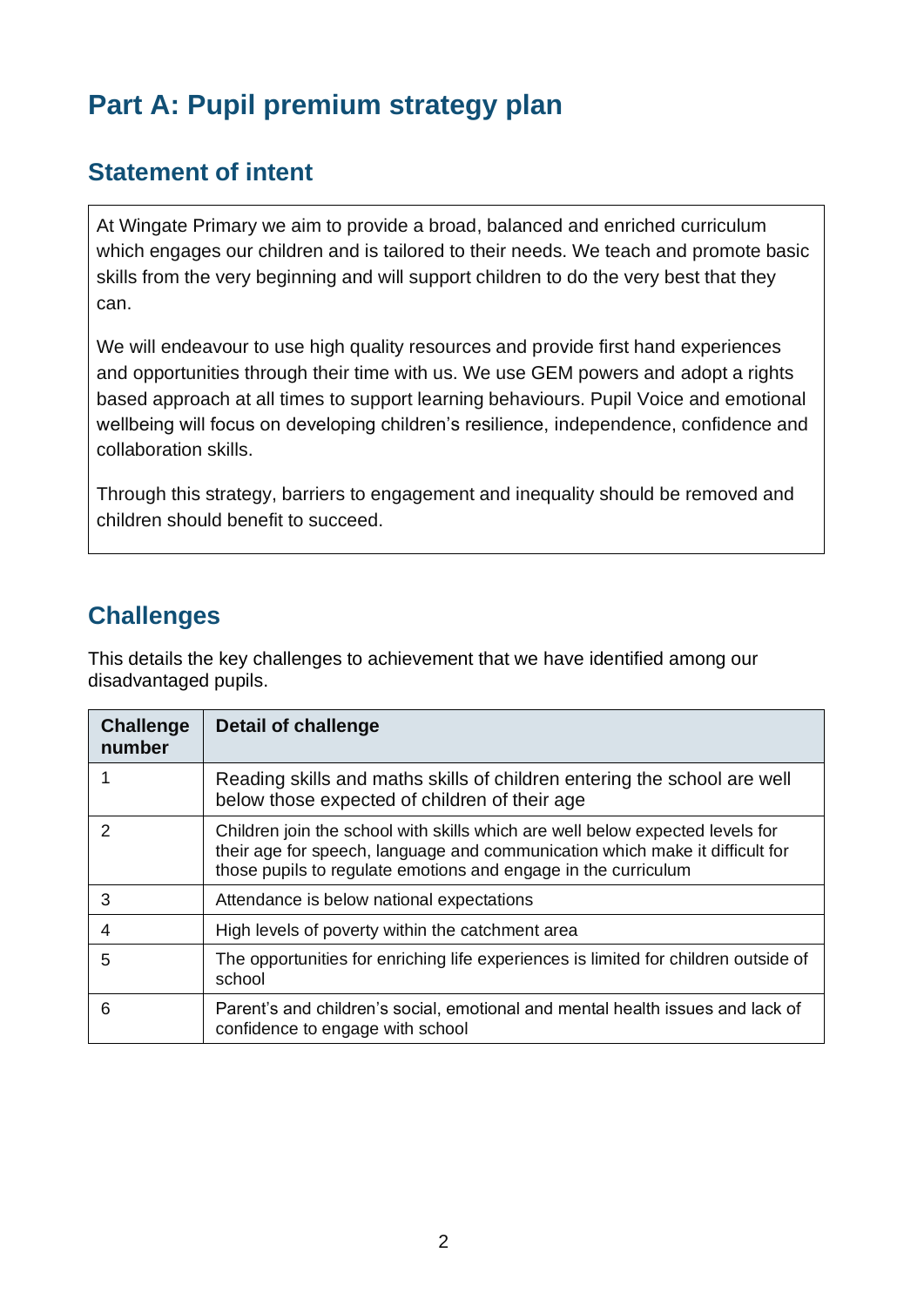# Part A: Pupil premium strategy plan

## Statement of intent

At Wingate Primary we aim to provide a broad, balanced and enriched curriculum which engages our children and is tailored to their needs. We teach and promote basic skills from the very beginning and will support children to do the very best that they can.

We will endeavour to use high quality resources and provide first hand experiences and opportunities through their time with us. We use GEM powers and adopt a rights based approach at all times to support learning behaviours. Pupil Voice and emotional wellbeing will focus on developing children's resilience, independence, confidence and collaboration skills.

Through this strategy, barriers to engagement and inequality should be removed and children should benefit to succeed.

## Challenges

This details the key challenges to achievement that we have identified among our disadvantaged pupils.

| Challenge number | Detail of challenge |
|---|---|
| 1 | Reading skills and maths skills of children entering the school are well below those expected of children of their age |
| 2 | Children join the school with skills which are well below expected levels for their age for speech, language and communication which make it difficult for those pupils to regulate emotions and engage in the curriculum |
| 3 | Attendance is below national expectations |
| 4 | High levels of poverty within the catchment area |
| 5 | The opportunities for enriching life experiences is limited for children outside of school |
| 6 | Parent's and children's social, emotional and mental health issues and lack of confidence to engage with school |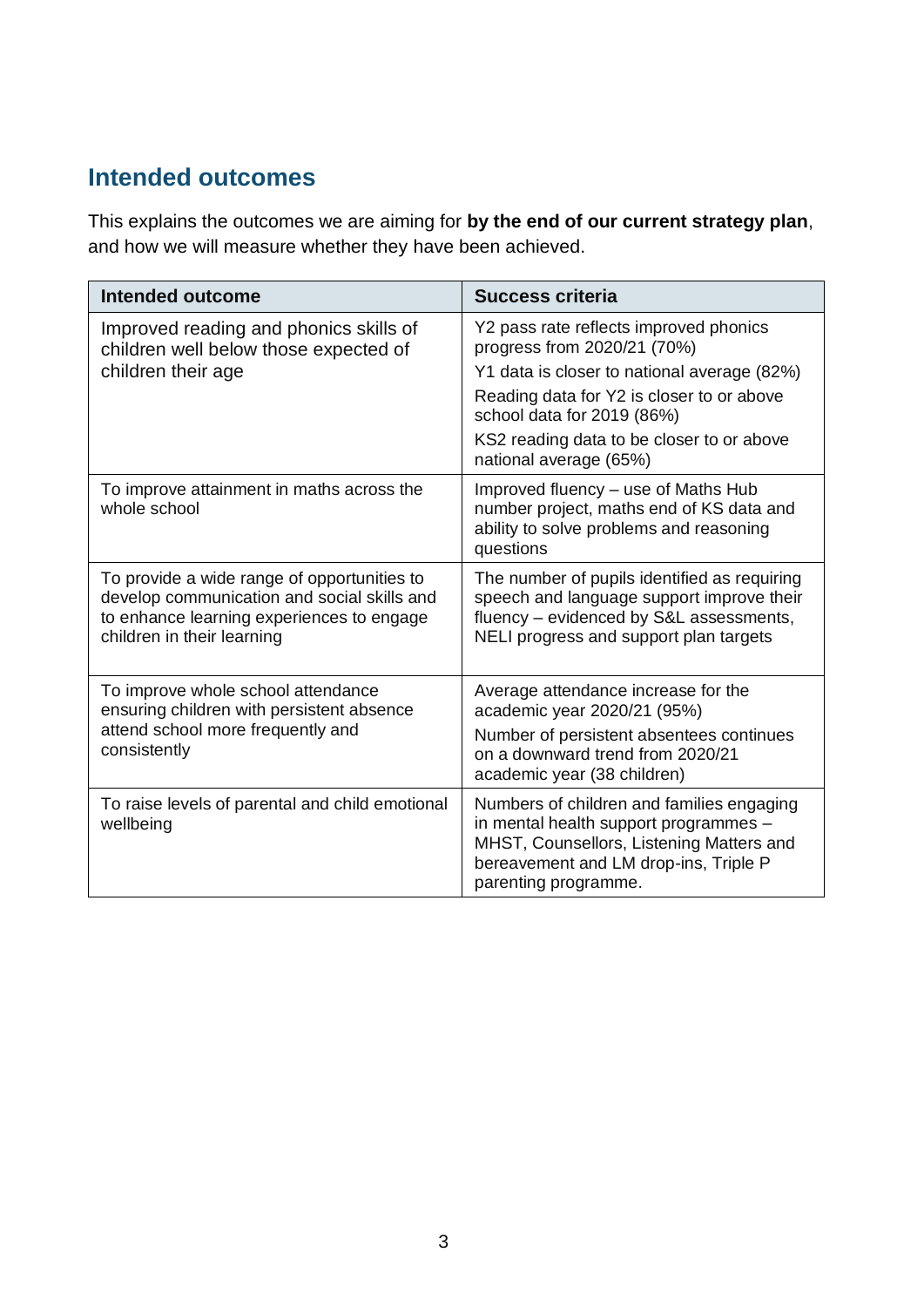## Intended outcomes

This explains the outcomes we are aiming for **by the end of our current strategy plan**, and how we will measure whether they have been achieved.

| Intended outcome | Success criteria |
|---|---|
| Improved reading and phonics skills of children well below those expected of children their age | Y2 pass rate reflects improved phonics progress from 2020/21 (70%)<br>Y1 data is closer to national average (82%)<br>Reading data for Y2 is closer to or above school data for 2019 (86%)<br>KS2 reading data to be closer to or above national average (65%) |
| To improve attainment in maths across the whole school | Improved fluency – use of Maths Hub number project, maths end of KS data and ability to solve problems and reasoning questions |
| To provide a wide range of opportunities to develop communication and social skills and to enhance learning experiences to engage children in their learning | The number of pupils identified as requiring speech and language support improve their fluency – evidenced by S&L assessments, NELI progress and support plan targets |
| To improve whole school attendance ensuring children with persistent absence attend school more frequently and consistently | Average attendance increase for the academic year 2020/21 (95%)<br>Number of persistent absentees continues on a downward trend from 2020/21 academic year (38 children) |
| To raise levels of parental and child emotional wellbeing | Numbers of children and families engaging in mental health support programmes – MHST, Counsellors, Listening Matters and bereavement and LM drop-ins, Triple P parenting programme. |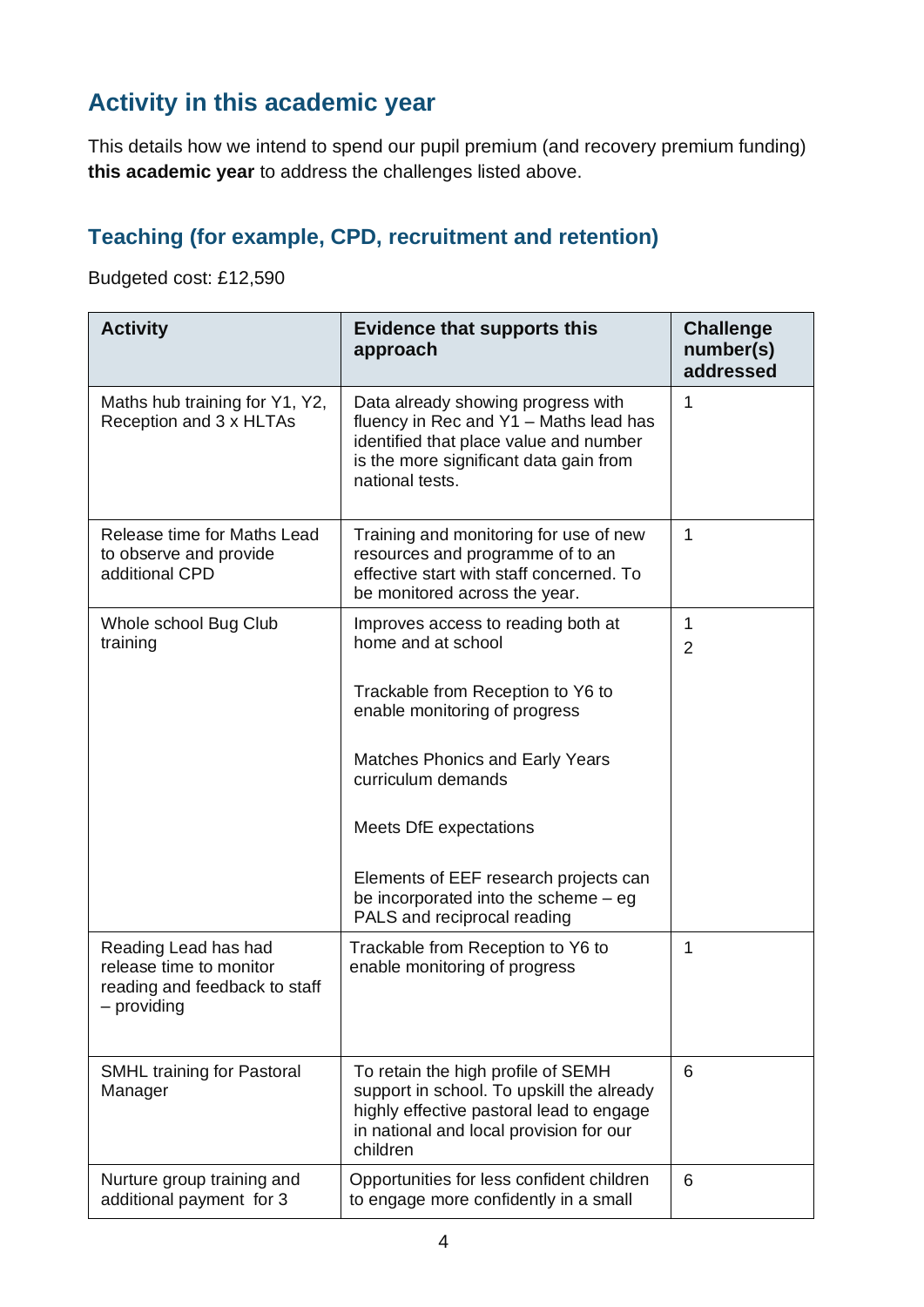## Activity in this academic year

This details how we intend to spend our pupil premium (and recovery premium funding) **this academic year** to address the challenges listed above.

### Teaching (for example, CPD, recruitment and retention)

Budgeted cost: £12,590

| Activity | Evidence that supports this approach | Challenge number(s) addressed |
|---|---|---|
| Maths hub training for Y1, Y2, Reception and 3 x HLTAs | Data already showing progress with fluency in Rec and Y1 – Maths lead has identified that place value and number is the more significant data gain from national tests. | 1 |
| Release time for Maths Lead to observe and provide additional CPD | Training and monitoring for use of new resources and programme of to an effective start with staff concerned. To be monitored across the year. | 1 |
| Whole school Bug Club training | Improves access to reading both at home and at school<br><br>Trackable from Reception to Y6 to enable monitoring of progress<br><br>Matches Phonics and Early Years curriculum demands<br><br>Meets DfE expectations<br><br>Elements of EEF research projects can be incorporated into the scheme – eg PALS and reciprocal reading | 1<br>2 |
| Reading Lead has had release time to monitor reading and feedback to staff – providing | Trackable from Reception to Y6 to enable monitoring of progress | 1 |
| SMHL training for Pastoral Manager | To retain the high profile of SEMH support in school. To upskill the already highly effective pastoral lead to engage in national and local provision for our children | 6 |
| Nurture group training and additional payment for 3 | Opportunities for less confident children to engage more confidently in a small | 6 |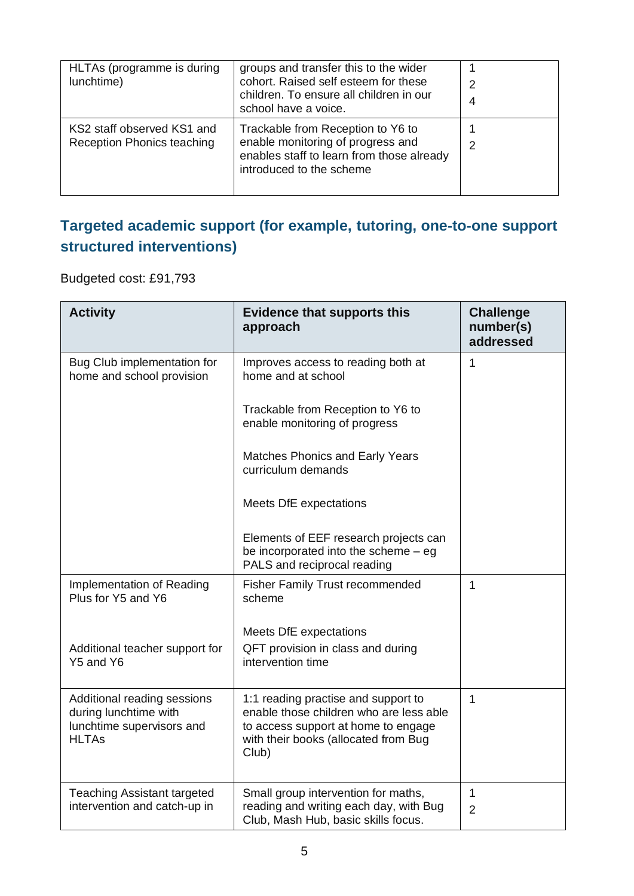| | | |
|---|---|---|
| HLTAs (programme is during lunchtime) | groups and transfer this to the wider cohort. Raised self esteem for these children. To ensure all children in our school have a voice. | 1<br>2<br>4 |
| KS2 staff observed KS1 and Reception Phonics teaching | Trackable from Reception to Y6 to enable monitoring of progress and enables staff to learn from those already introduced to the scheme | 1<br>2 |

## Targeted academic support (for example, tutoring, one-to-one support structured interventions)

Budgeted cost: £91,793

| Activity | Evidence that supports this approach | Challenge number(s) addressed |
|---|---|---|
| Bug Club implementation for home and school provision | Improves access to reading both at home and at school<br><br>Trackable from Reception to Y6 to enable monitoring of progress<br><br>Matches Phonics and Early Years curriculum demands<br><br>Meets DfE expectations<br><br>Elements of EEF research projects can be incorporated into the scheme – eg PALS and reciprocal reading | 1 |
| Implementation of Reading Plus for Y5 and Y6<br><br>Additional teacher support for Y5 and Y6 | Fisher Family Trust recommended scheme<br><br>Meets DfE expectations<br>QFT provision in class and during intervention time | 1 |
| Additional reading sessions during lunchtime with lunchtime supervisors and HLTAs | 1:1 reading practise and support to enable those children who are less able to access support at home to engage with their books (allocated from Bug Club) | 1 |
| Teaching Assistant targeted intervention and catch-up in | Small group intervention for maths, reading and writing each day, with Bug Club, Mash Hub, basic skills focus. | 1<br>2 |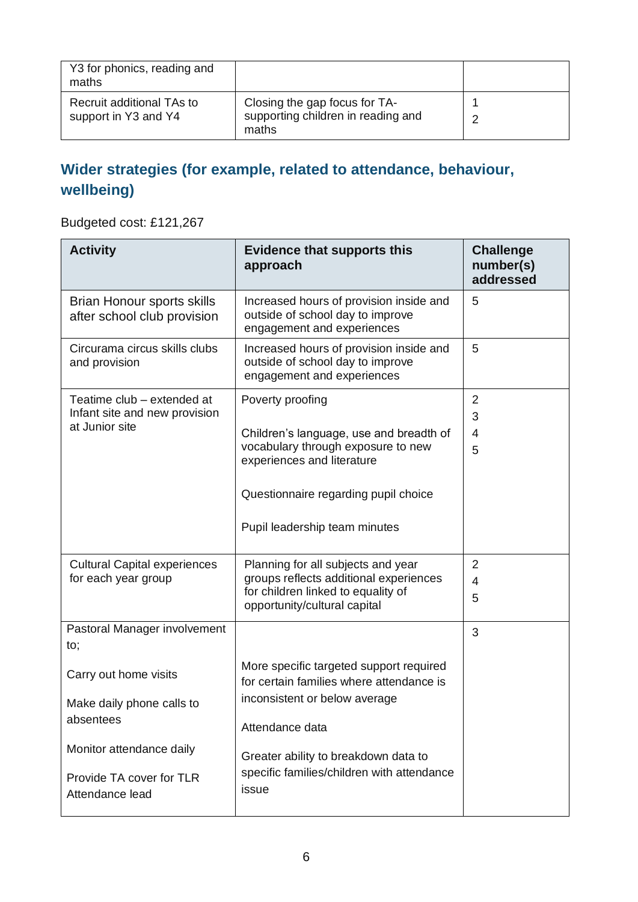| | | |
|---|---|---|
| Y3 for phonics, reading and maths | | |
| Recruit additional TAs to support in Y3 and Y4 | Closing the gap focus for TA-supporting children in reading and maths | 1<br>2 |

## Wider strategies (for example, related to attendance, behaviour, wellbeing)

Budgeted cost: £121,267

| Activity | Evidence that supports this approach | Challenge number(s) addressed |
|---|---|---|
| Brian Honour sports skills after school club provision | Increased hours of provision inside and outside of school day to improve engagement and experiences | 5 |
| Circurama circus skills clubs and provision | Increased hours of provision inside and outside of school day to improve engagement and experiences | 5 |
| Teatime club – extended at Infant site and new provision at Junior site | Poverty proofing<br><br>Children's language, use and breadth of vocabulary through exposure to new experiences and literature<br><br>Questionnaire regarding pupil choice<br><br>Pupil leadership team minutes | 2<br>3<br>4<br>5 |
| Cultural Capital experiences for each year group | Planning for all subjects and year groups reflects additional experiences for children linked to equality of opportunity/cultural capital | 2<br>4<br>5 |
| Pastoral Manager involvement to;<br><br>Carry out home visits<br><br>Make daily phone calls to absentees<br><br>Monitor attendance daily<br><br>Provide TA cover for TLR Attendance lead | More specific targeted support required for certain families where attendance is inconsistent or below average<br><br>Attendance data<br><br>Greater ability to breakdown data to specific families/children with attendance issue | 3 |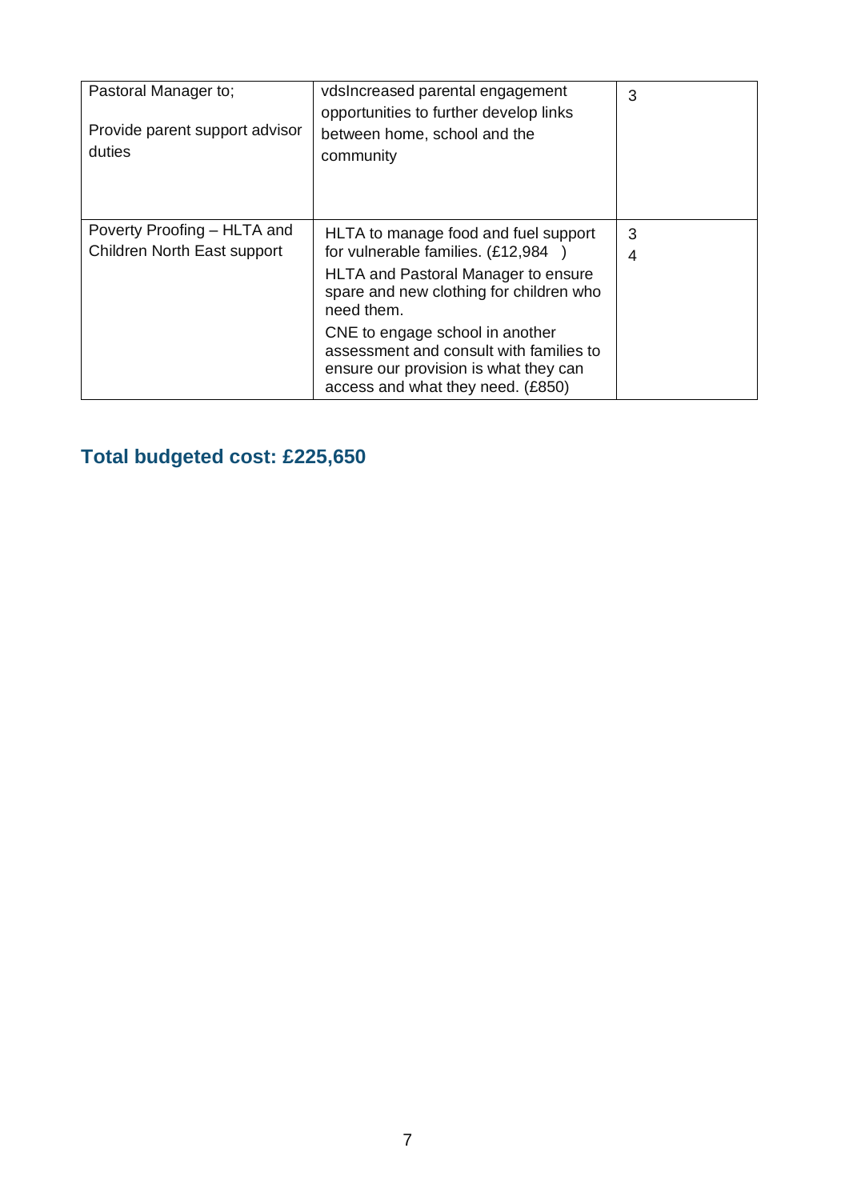| | | |
|---|---|---|
| Pastoral Manager to;<br><br>Provide parent support advisor duties | vdsIncreased parental engagement opportunities to further develop links between home, school and the community | 3 |
| Poverty Proofing – HLTA and Children North East support | HLTA to manage food and fuel support for vulnerable families. (£12,984 )<br><br>HLTA and Pastoral Manager to ensure spare and new clothing for children who need them.<br><br>CNE to engage school in another assessment and consult with families to ensure our provision is what they can access and what they need. (£850) | 3<br>4 |

## Total budgeted cost: £225,650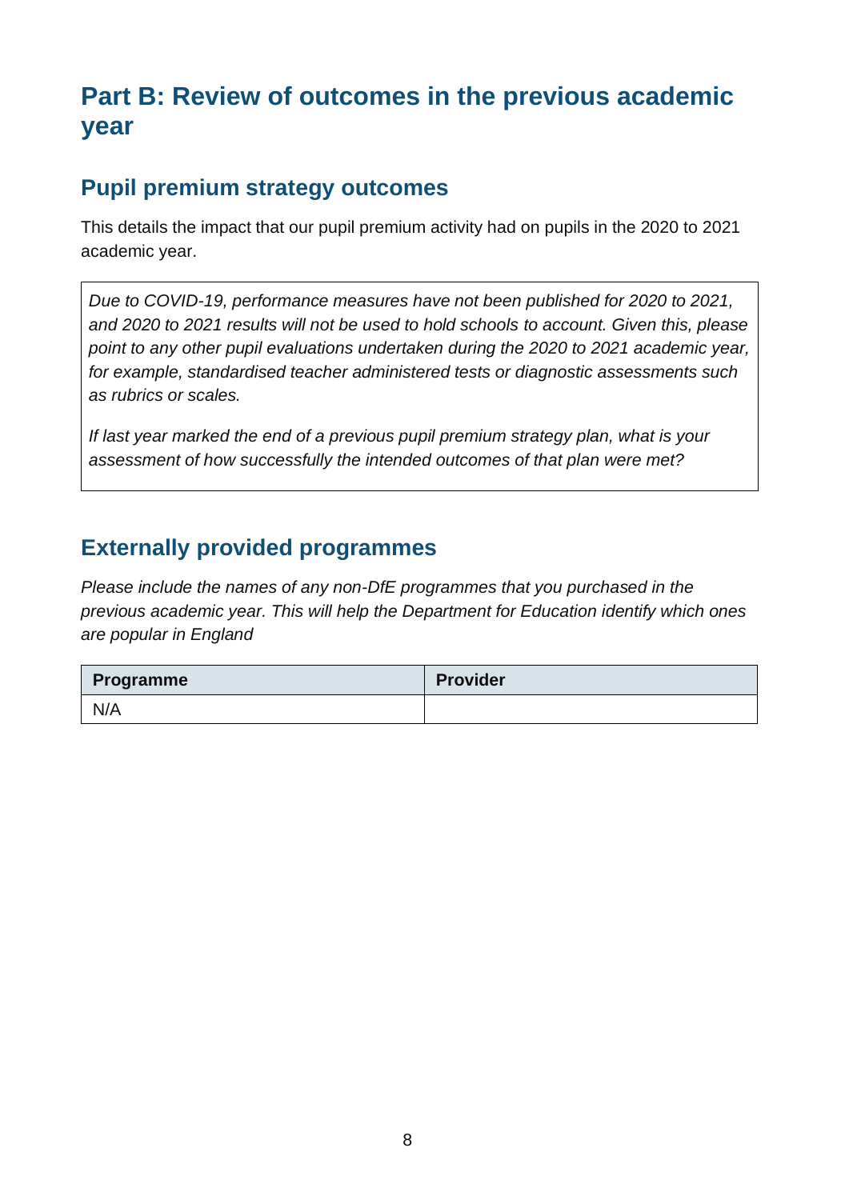# Part B: Review of outcomes in the previous academic year

## Pupil premium strategy outcomes

This details the impact that our pupil premium activity had on pupils in the 2020 to 2021 academic year.

| |
|---|
| *Due to COVID-19, performance measures have not been published for 2020 to 2021, and 2020 to 2021 results will not be used to hold schools to account. Given this, please point to any other pupil evaluations undertaken during the 2020 to 2021 academic year, for example, standardised teacher administered tests or diagnostic assessments such as rubrics or scales.*<br><br>*If last year marked the end of a previous pupil premium strategy plan, what is your assessment of how successfully the intended outcomes of that plan were met?* |

## Externally provided programmes

*Please include the names of any non-DfE programmes that you purchased in the previous academic year. This will help the Department for Education identify which ones are popular in England*

| Programme | Provider |
|---|---|
| N/A | |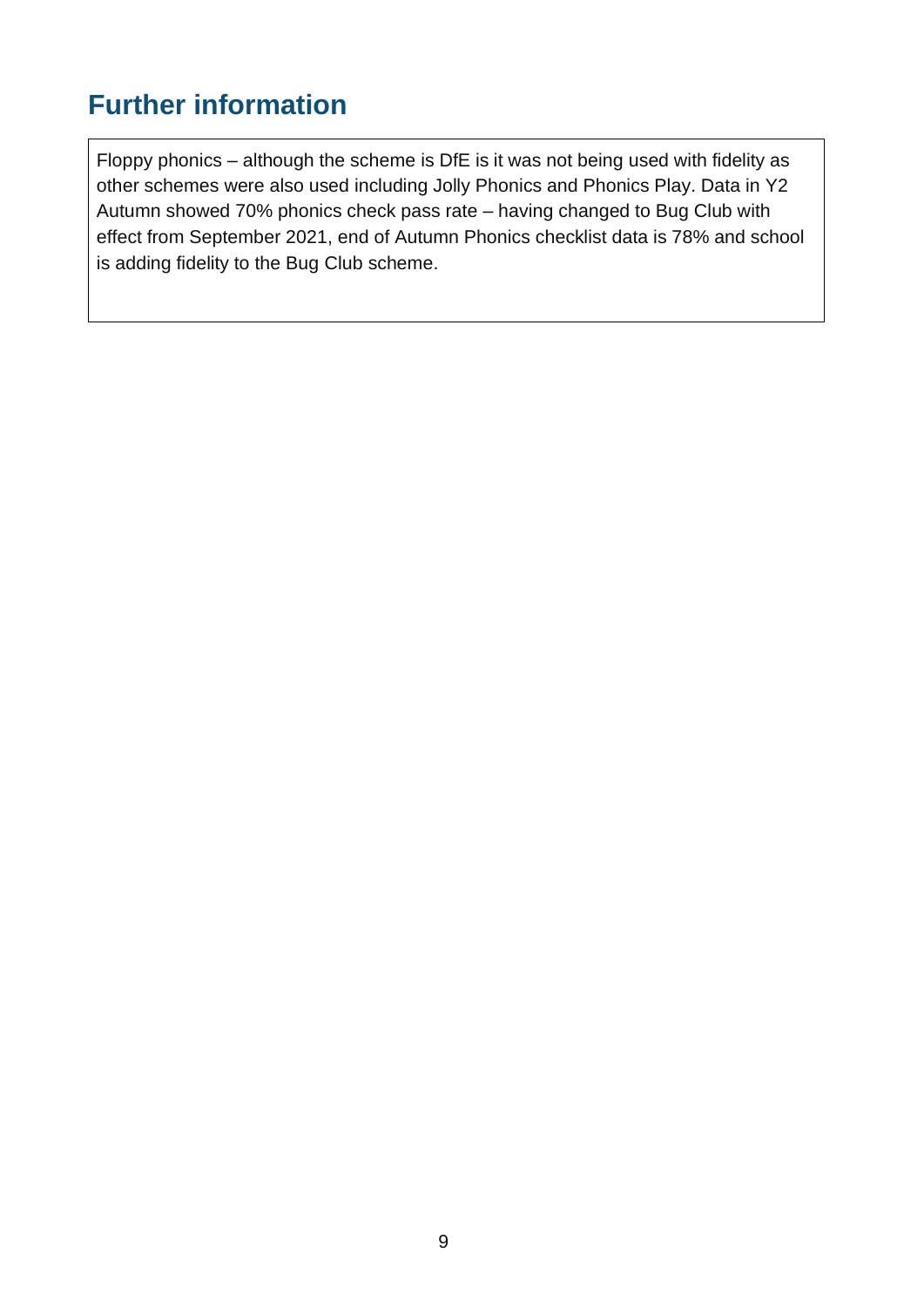## Further information

Floppy phonics – although the scheme is DfE is it was not being used with fidelity as other schemes were also used including Jolly Phonics and Phonics Play. Data in Y2 Autumn showed 70% phonics check pass rate – having changed to Bug Club with effect from September 2021, end of Autumn Phonics checklist data is 78% and school is adding fidelity to the Bug Club scheme.